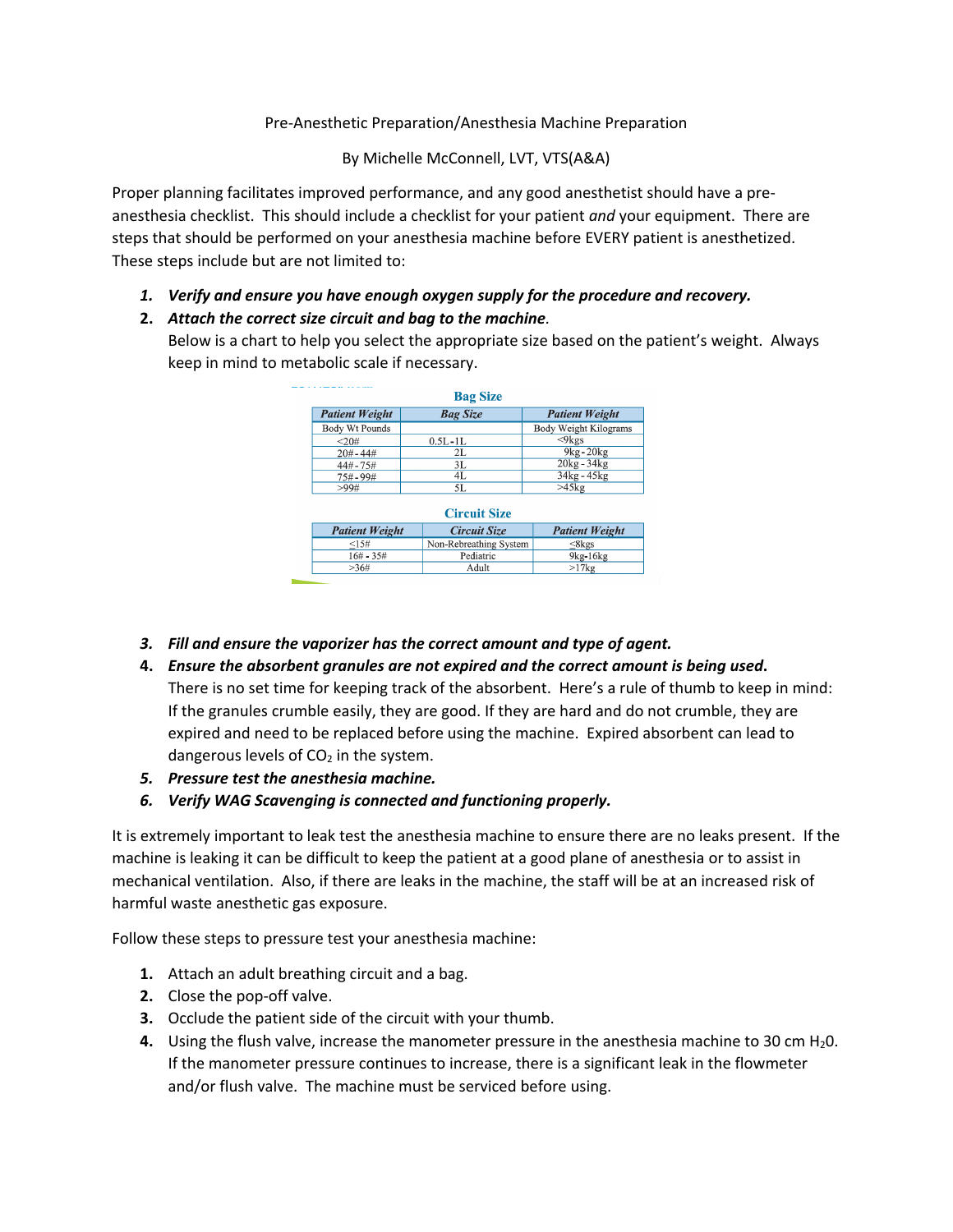Pre-Anesthetic Preparation/Anesthesia Machine Preparation

By Michelle McConnell, LVT, VTS(A&A)

Proper planning facilitates improved performance, and any good anesthetist should have a pre-anesthesia checklist. This should include a checklist for your patient *and* your equipment. There are steps that should be performed on your anesthesia machine before EVERY patient is anesthetized. These steps include but are not limited to:

1. ***Verify and ensure you have enough oxygen supply for the procedure and recovery.***
2. ***Attach the correct size circuit and bag to the machine.***
   Below is a chart to help you select the appropriate size based on the patient's weight. Always keep in mind to metabolic scale if necessary.

**Bag Size**

| *Patient Weight* | *Bag Size* | *Patient Weight* |
|---|---|---|
| Body Wt Pounds | | Body Weight Kilograms |
| <20# | 0.5L-1L | <9kgs |
| 20# - 44# | 2L | 9kg - 20kg |
| 44# - 75# | 3L | 20kg - 34kg |
| 75# - 99# | 4L | 34kg - 45kg |
| >99# | 5L | >45kg |

**Circuit Size**

| *Patient Weight* | *Circuit Size* | *Patient Weight* |
|---|---|---|
| ≤15# | Non-Rebreathing System | ≤8kgs |
| 16# - 35# | Pediatric | 9kg-16kg |
| >36# | Adult | >17kg |

3. ***Fill and ensure the vaporizer has the correct amount and type of agent.***
4. ***Ensure the absorbent granules are not expired and the correct amount is being used.***
   There is no set time for keeping track of the absorbent. Here's a rule of thumb to keep in mind: If the granules crumble easily, they are good. If they are hard and do not crumble, they are expired and need to be replaced before using the machine. Expired absorbent can lead to dangerous levels of $CO_2$ in the system.
5. ***Pressure test the anesthesia machine.***
6. ***Verify WAG Scavenging is connected and functioning properly.***

It is extremely important to leak test the anesthesia machine to ensure there are no leaks present. If the machine is leaking it can be difficult to keep the patient at a good plane of anesthesia or to assist in mechanical ventilation. Also, if there are leaks in the machine, the staff will be at an increased risk of harmful waste anesthetic gas exposure.

Follow these steps to pressure test your anesthesia machine:

1. Attach an adult breathing circuit and a bag.
2. Close the pop-off valve.
3. Occlude the patient side of the circuit with your thumb.
4. Using the flush valve, increase the manometer pressure in the anesthesia machine to 30 cm $H_2O$. If the manometer pressure continues to increase, there is a significant leak in the flowmeter and/or flush valve. The machine must be serviced before using.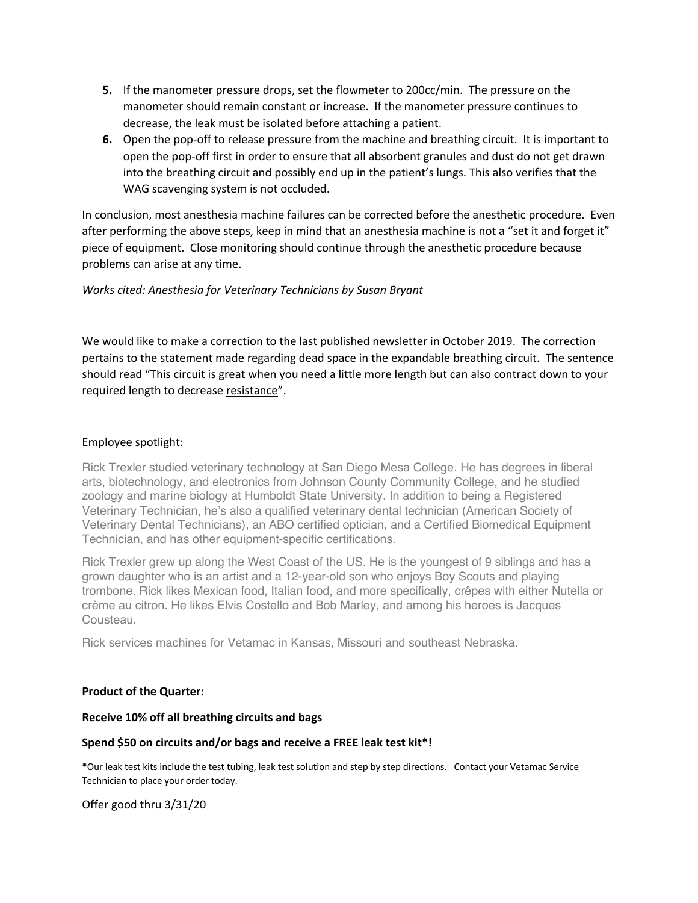5. If the manometer pressure drops, set the flowmeter to 200cc/min. The pressure on the manometer should remain constant or increase. If the manometer pressure continues to decrease, the leak must be isolated before attaching a patient.
6. Open the pop-off to release pressure from the machine and breathing circuit. It is important to open the pop-off first in order to ensure that all absorbent granules and dust do not get drawn into the breathing circuit and possibly end up in the patient's lungs. This also verifies that the WAG scavenging system is not occluded.

In conclusion, most anesthesia machine failures can be corrected before the anesthetic procedure. Even after performing the above steps, keep in mind that an anesthesia machine is not a "set it and forget it" piece of equipment. Close monitoring should continue through the anesthetic procedure because problems can arise at any time.

*Works cited: Anesthesia for Veterinary Technicians by Susan Bryant*

We would like to make a correction to the last published newsletter in October 2019. The correction pertains to the statement made regarding dead space in the expandable breathing circuit. The sentence should read "This circuit is great when you need a little more length but can also contract down to your required length to decrease <u>resistance</u>".

Employee spotlight:

Rick Trexler studied veterinary technology at San Diego Mesa College. He has degrees in liberal arts, biotechnology, and electronics from Johnson County Community College, and he studied zoology and marine biology at Humboldt State University. In addition to being a Registered Veterinary Technician, he's also a qualified veterinary dental technician (American Society of Veterinary Dental Technicians), an ABO certified optician, and a Certified Biomedical Equipment Technician, and has other equipment-specific certifications.

Rick Trexler grew up along the West Coast of the US. He is the youngest of 9 siblings and has a grown daughter who is an artist and a 12-year-old son who enjoys Boy Scouts and playing trombone. Rick likes Mexican food, Italian food, and more specifically, crêpes with either Nutella or crème au citron. He likes Elvis Costello and Bob Marley, and among his heroes is Jacques Cousteau.

Rick services machines for Vetamac in Kansas, Missouri and southeast Nebraska.

**Product of the Quarter:**

**Receive 10% off all breathing circuits and bags**

**Spend $50 on circuits and/or bags and receive a FREE leak test kit*!**

*Our leak test kits include the test tubing, leak test solution and step by step directions. Contact your Vetamac Service Technician to place your order today.

Offer good thru 3/31/20